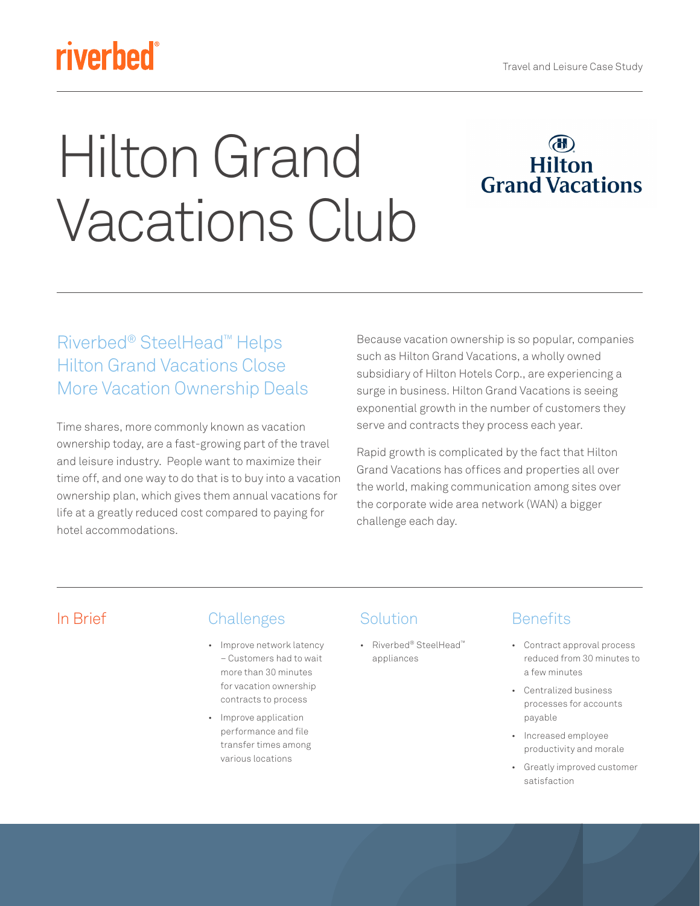riverbed®

Travel and Leisure Case Study

# Hilton Grand Vacations Club

Hilton Grand Vacations

## Riverbed® SteelHead™ Helps Hilton Grand Vacations Close More Vacation Ownership Deals

Time shares, more commonly known as vacation ownership today, are a fast-growing part of the travel and leisure industry. People want to maximize their time off, and one way to do that is to buy into a vacation ownership plan, which gives them annual vacations for life at a greatly reduced cost compared to paying for hotel accommodations.

Because vacation ownership is so popular, companies such as Hilton Grand Vacations, a wholly owned subsidiary of Hilton Hotels Corp., are experiencing a surge in business. Hilton Grand Vacations is seeing exponential growth in the number of customers they serve and contracts they process each year.

Rapid growth is complicated by the fact that Hilton Grand Vacations has offices and properties all over the world, making communication among sites over the corporate wide area network (WAN) a bigger challenge each day.

## In Brief

### Challenges

- Improve network latency – Customers had to wait more than 30 minutes for vacation ownership contracts to process
- Improve application performance and file transfer times among various locations

### Solution

- Riverbed® SteelHead™ appliances

### Benefits

- Contract approval process reduced from 30 minutes to a few minutes
- Centralized business processes for accounts payable
- Increased employee productivity and morale
- Greatly improved customer satisfaction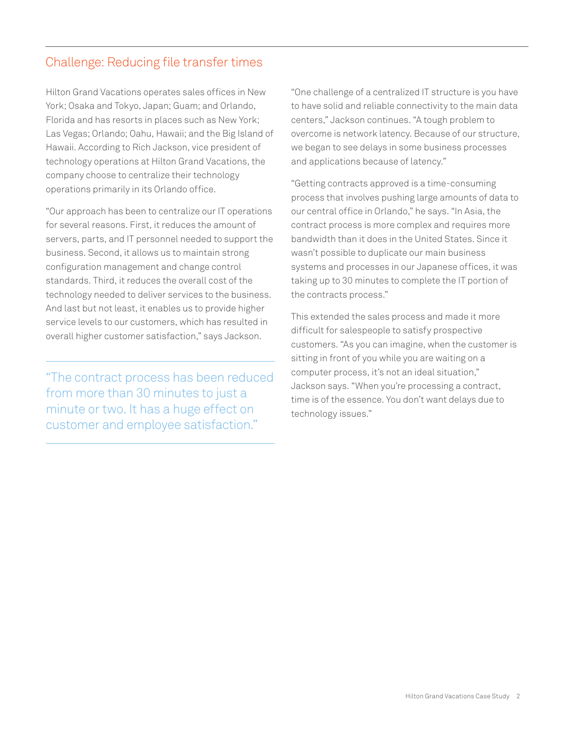## Challenge: Reducing file transfer times

Hilton Grand Vacations operates sales offices in New York; Osaka and Tokyo, Japan; Guam; and Orlando, Florida and has resorts in places such as New York; Las Vegas; Orlando; Oahu, Hawaii; and the Big Island of Hawaii. According to Rich Jackson, vice president of technology operations at Hilton Grand Vacations, the company choose to centralize their technology operations primarily in its Orlando office.

"Our approach has been to centralize our IT operations for several reasons. First, it reduces the amount of servers, parts, and IT personnel needed to support the business. Second, it allows us to maintain strong configuration management and change control standards. Third, it reduces the overall cost of the technology needed to deliver services to the business. And last but not least, it enables us to provide higher service levels to our customers, which has resulted in overall higher customer satisfaction," says Jackson.

> "The contract process has been reduced from more than 30 minutes to just a minute or two. It has a huge effect on customer and employee satisfaction."

"One challenge of a centralized IT structure is you have to have solid and reliable connectivity to the main data centers," Jackson continues. "A tough problem to overcome is network latency. Because of our structure, we began to see delays in some business processes and applications because of latency."

"Getting contracts approved is a time-consuming process that involves pushing large amounts of data to our central office in Orlando," he says. "In Asia, the contract process is more complex and requires more bandwidth than it does in the United States. Since it wasn't possible to duplicate our main business systems and processes in our Japanese offices, it was taking up to 30 minutes to complete the IT portion of the contracts process."

This extended the sales process and made it more difficult for salespeople to satisfy prospective customers. "As you can imagine, when the customer is sitting in front of you while you are waiting on a computer process, it's not an ideal situation," Jackson says. "When you're processing a contract, time is of the essence. You don't want delays due to technology issues."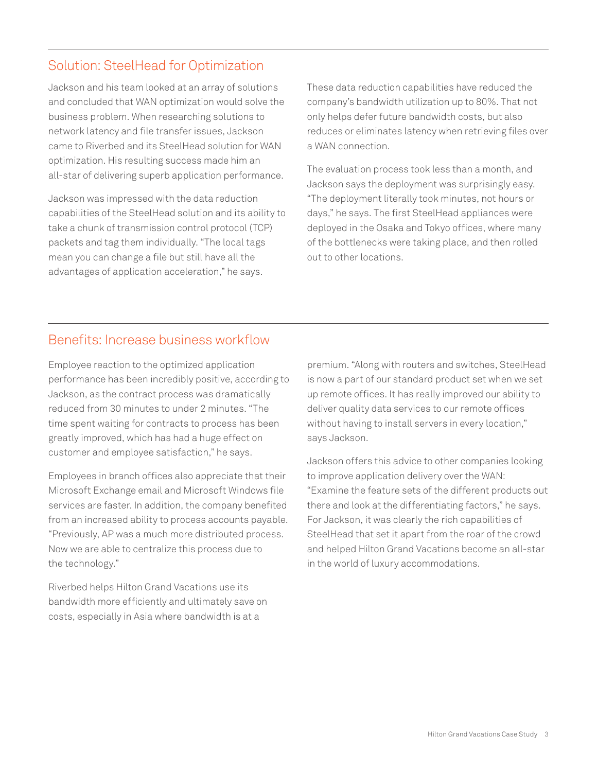## Solution: SteelHead for Optimization

Jackson and his team looked at an array of solutions and concluded that WAN optimization would solve the business problem. When researching solutions to network latency and file transfer issues, Jackson came to Riverbed and its SteelHead solution for WAN optimization. His resulting success made him an all-star of delivering superb application performance.

Jackson was impressed with the data reduction capabilities of the SteelHead solution and its ability to take a chunk of transmission control protocol (TCP) packets and tag them individually. "The local tags mean you can change a file but still have all the advantages of application acceleration," he says.

These data reduction capabilities have reduced the company's bandwidth utilization up to 80%. That not only helps defer future bandwidth costs, but also reduces or eliminates latency when retrieving files over a WAN connection.

The evaluation process took less than a month, and Jackson says the deployment was surprisingly easy. "The deployment literally took minutes, not hours or days," he says. The first SteelHead appliances were deployed in the Osaka and Tokyo offices, where many of the bottlenecks were taking place, and then rolled out to other locations.

## Benefits: Increase business workflow

Employee reaction to the optimized application performance has been incredibly positive, according to Jackson, as the contract process was dramatically reduced from 30 minutes to under 2 minutes. "The time spent waiting for contracts to process has been greatly improved, which has had a huge effect on customer and employee satisfaction," he says.

Employees in branch offices also appreciate that their Microsoft Exchange email and Microsoft Windows file services are faster. In addition, the company benefited from an increased ability to process accounts payable. "Previously, AP was a much more distributed process. Now we are able to centralize this process due to the technology."

Riverbed helps Hilton Grand Vacations use its bandwidth more efficiently and ultimately save on costs, especially in Asia where bandwidth is at a premium. "Along with routers and switches, SteelHead is now a part of our standard product set when we set up remote offices. It has really improved our ability to deliver quality data services to our remote offices without having to install servers in every location," says Jackson.

Jackson offers this advice to other companies looking to improve application delivery over the WAN: "Examine the feature sets of the different products out there and look at the differentiating factors," he says. For Jackson, it was clearly the rich capabilities of SteelHead that set it apart from the roar of the crowd and helped Hilton Grand Vacations become an all-star in the world of luxury accommodations.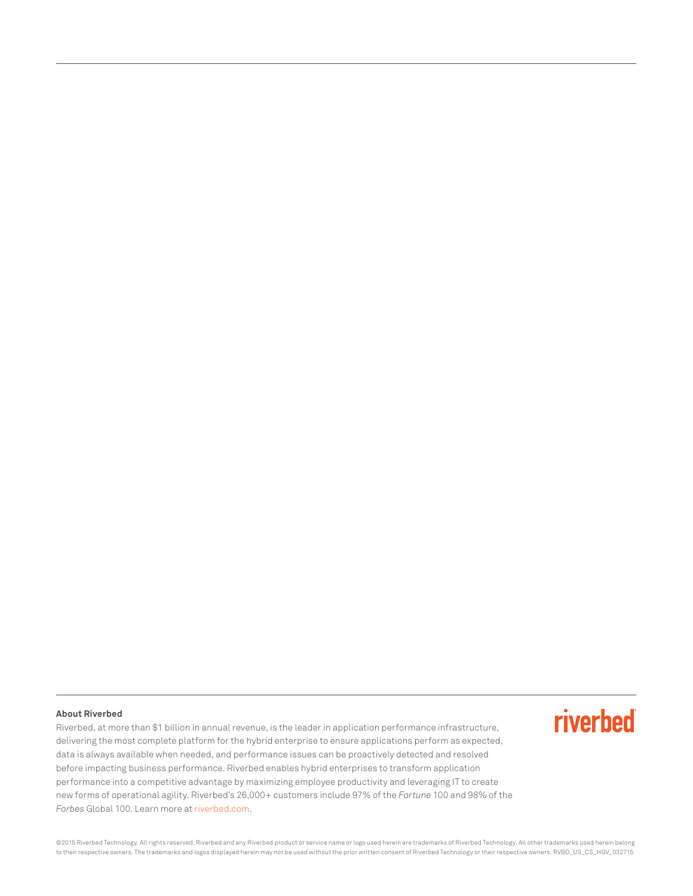**About Riverbed**

Riverbed, at more than $1 billion in annual revenue, is the leader in application performance infrastructure, delivering the most complete platform for the hybrid enterprise to ensure applications perform as expected, data is always available when needed, and performance issues can be proactively detected and resolved before impacting business performance. Riverbed enables hybrid enterprises to transform application performance into a competitive advantage by maximizing employee productivity and leveraging IT to create new forms of operational agility. Riverbed's 26,000+ customers include 97% of the *Fortune* 100 and 98% of the *Forbes* Global 100. Learn more at riverbed.com.

riverbed

©2015 Riverbed Technology. All rights reserved. Riverbed and any Riverbed product or service name or logo used herein are trademarks of Riverbed Technology. All other trademarks used herein belong to their respective owners. The trademarks and logos displayed herein may not be used without the prior written consent of Riverbed Technology or their respective owners. RVBD_US_CS_HGV_032715